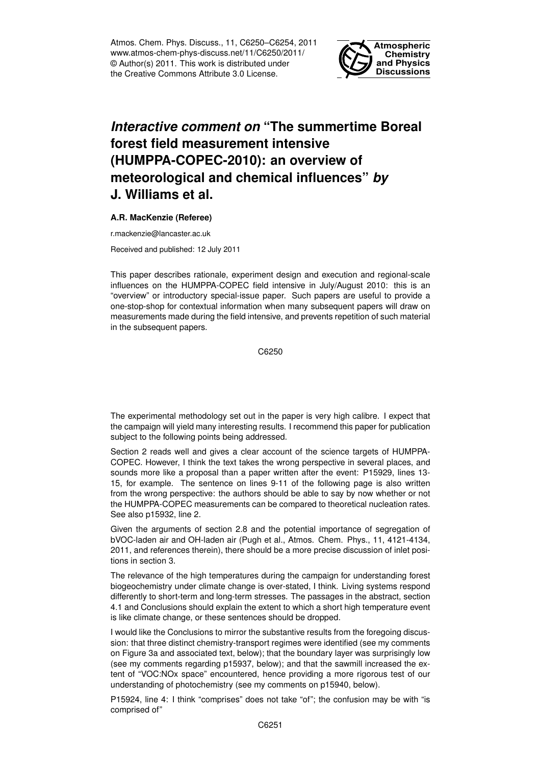# *Interactive comment on* "The summertime Boreal forest field measurement intensive (HUMPPA-COPEC-2010): an overview of meteorological and chemical influences" *by* J. Williams et al.

**A.R. MacKenzie (Referee)**

r.mackenzie@lancaster.ac.uk

Received and published: 12 July 2011

This paper describes rationale, experiment design and execution and regional-scale influences on the HUMPPA-COPEC field intensive in July/August 2010: this is an "overview" or introductory special-issue paper. Such papers are useful to provide a one-stop-shop for contextual information when many subsequent papers will draw on measurements made during the field intensive, and prevents repetition of such material in the subsequent papers.

The experimental methodology set out in the paper is very high calibre. I expect that the campaign will yield many interesting results. I recommend this paper for publication subject to the following points being addressed.

Section 2 reads well and gives a clear account of the science targets of HUMPPA-COPEC. However, I think the text takes the wrong perspective in several places, and sounds more like a proposal than a paper written after the event: P15929, lines 13-15, for example. The sentence on lines 9-11 of the following page is also written from the wrong perspective: the authors should be able to say by now whether or not the HUMPPA-COPEC measurements can be compared to theoretical nucleation rates. See also p15932, line 2.

Given the arguments of section 2.8 and the potential importance of segregation of bVOC-laden air and OH-laden air (Pugh et al., Atmos. Chem. Phys., 11, 4121-4134, 2011, and references therein), there should be a more precise discussion of inlet positions in section 3.

The relevance of the high temperatures during the campaign for understanding forest biogeochemistry under climate change is over-stated, I think. Living systems respond differently to short-term and long-term stresses. The passages in the abstract, section 4.1 and Conclusions should explain the extent to which a short high temperature event is like climate change, or these sentences should be dropped.

I would like the Conclusions to mirror the substantive results from the foregoing discussion: that three distinct chemistry-transport regimes were identified (see my comments on Figure 3a and associated text, below); that the boundary layer was surprisingly low (see my comments regarding p15937, below); and that the sawmill increased the extent of "VOC:NOx space" encountered, hence providing a more rigorous test of our understanding of photochemistry (see my comments on p15940, below).

P15924, line 4: I think "comprises" does not take "of"; the confusion may be with "is comprised of"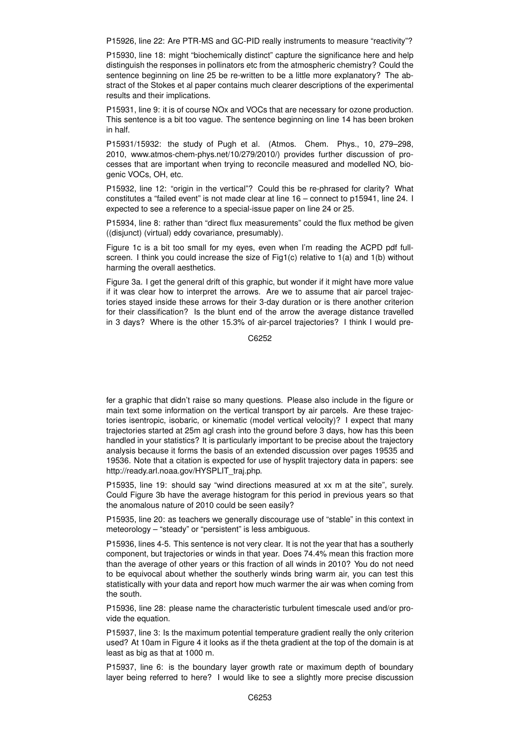P15926, line 22: Are PTR-MS and GC-PID really instruments to measure "reactivity"?

P15930, line 18: might "biochemically distinct" capture the significance here and help distinguish the responses in pollinators etc from the atmospheric chemistry? Could the sentence beginning on line 25 be re-written to be a little more explanatory? The abstract of the Stokes et al paper contains much clearer descriptions of the experimental results and their implications.

P15931, line 9: it is of course NOx and VOCs that are necessary for ozone production. This sentence is a bit too vague. The sentence beginning on line 14 has been broken in half.

P15931/15932: the study of Pugh et al. (Atmos. Chem. Phys., 10, 279–298, 2010, www.atmos-chem-phys.net/10/279/2010/) provides further discussion of processes that are important when trying to reconcile measured and modelled NO, biogenic VOCs, OH, etc.

P15932, line 12: "origin in the vertical"? Could this be re-phrased for clarity? What constitutes a "failed event" is not made clear at line 16 – connect to p15941, line 24. I expected to see a reference to a special-issue paper on line 24 or 25.

P15934, line 8: rather than "direct flux measurements" could the flux method be given ((disjunct) (virtual) eddy covariance, presumably).

Figure 1c is a bit too small for my eyes, even when I'm reading the ACPD pdf full-screen. I think you could increase the size of Fig1(c) relative to 1(a) and 1(b) without harming the overall aesthetics.

Figure 3a. I get the general drift of this graphic, but wonder if it might have more value if it was clear how to interpret the arrows. Are we to assume that air parcel trajectories stayed inside these arrows for their 3-day duration or is there another criterion for their classification? Is the blunt end of the arrow the average distance travelled in 3 days? Where is the other 15.3% of air-parcel trajectories? I think I would prefer a graphic that didn't raise so many questions. Please also include in the figure or main text some information on the vertical transport by air parcels. Are these trajectories isentropic, isobaric, or kinematic (model vertical velocity)? I expect that many trajectories started at 25m agl crash into the ground before 3 days, how has this been handled in your statistics? It is particularly important to be precise about the trajectory analysis because it forms the basis of an extended discussion over pages 19535 and 19536. Note that a citation is expected for use of hysplit trajectory data in papers: see http://ready.arl.noaa.gov/HYSPLIT_traj.php.

P15935, line 19: should say "wind directions measured at xx m at the site", surely. Could Figure 3b have the average histogram for this period in previous years so that the anomalous nature of 2010 could be seen easily?

P15935, line 20: as teachers we generally discourage use of "stable" in this context in meteorology – "steady" or "persistent" is less ambiguous.

P15936, lines 4-5. This sentence is not very clear. It is not the year that has a southerly component, but trajectories or winds in that year. Does 74.4% mean this fraction more than the average of other years or this fraction of all winds in 2010? You do not need to be equivocal about whether the southerly winds bring warm air, you can test this statistically with your data and report how much warmer the air was when coming from the south.

P15936, line 28: please name the characteristic turbulent timescale used and/or provide the equation.

P15937, line 3: Is the maximum potential temperature gradient really the only criterion used? At 10am in Figure 4 it looks as if the theta gradient at the top of the domain is at least as big as that at 1000 m.

P15937, line 6: is the boundary layer growth rate or maximum depth of boundary layer being referred to here? I would like to see a slightly more precise discussion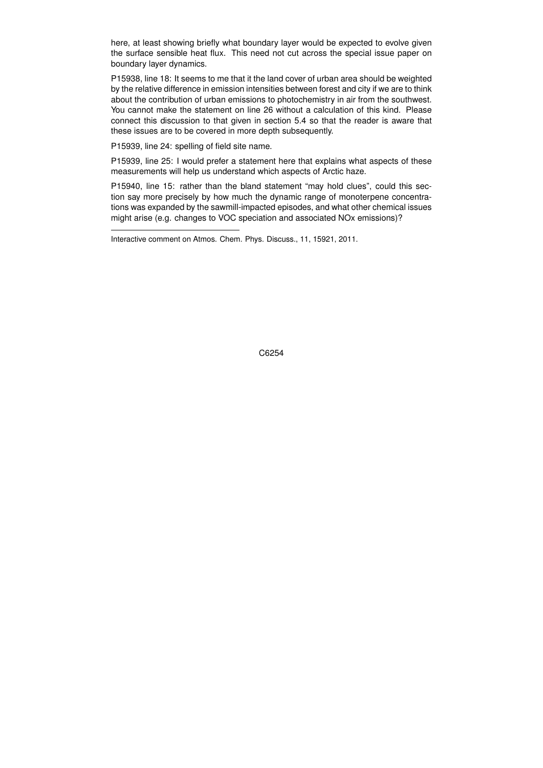here, at least showing briefly what boundary layer would be expected to evolve given the surface sensible heat flux. This need not cut across the special issue paper on boundary layer dynamics.

P15938, line 18: It seems to me that it the land cover of urban area should be weighted by the relative difference in emission intensities between forest and city if we are to think about the contribution of urban emissions to photochemistry in air from the southwest. You cannot make the statement on line 26 without a calculation of this kind. Please connect this discussion to that given in section 5.4 so that the reader is aware that these issues are to be covered in more depth subsequently.

P15939, line 24: spelling of field site name.

P15939, line 25: I would prefer a statement here that explains what aspects of these measurements will help us understand which aspects of Arctic haze.

P15940, line 15: rather than the bland statement "may hold clues", could this section say more precisely by how much the dynamic range of monoterpene concentrations was expanded by the sawmill-impacted episodes, and what other chemical issues might arise (e.g. changes to VOC speciation and associated NOx emissions)?

---

Interactive comment on Atmos. Chem. Phys. Discuss., 11, 15921, 2011.